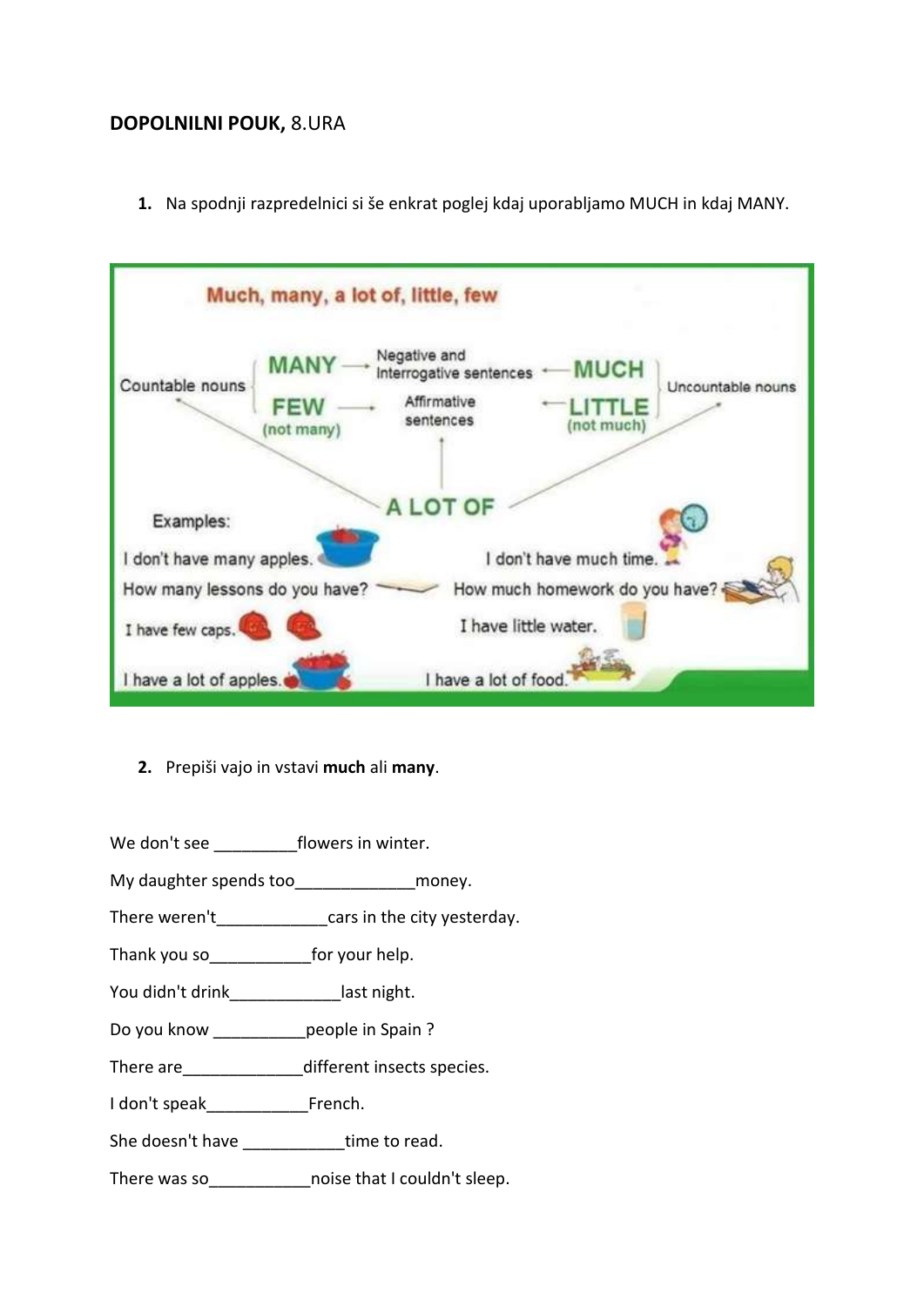**DOPOLNILNI POUK,** 8.URA

1. Na spodnji razpredelnici si še enkrat poglej kdaj uporabljamo MUCH in kdaj MANY.

Much, many, a lot of, little, few

Countable nouns — MANY → Negative and Interrogative sentences ← MUCH — Uncountable nouns

FEW (not many) → Affirmative sentences ← LITTLE (not much)

A LOT OF

Examples:

I don't have many apples.

How many lessons do you have?

I have few caps.

I have a lot of apples.

I don't have much time.

How much homework do you have?

I have little water.

I have a lot of food.

2. Prepiši vajo in vstavi **much** ali **many**.

We don't see _________flowers in winter.

My daughter spends too_____________money.

There weren't____________cars in the city yesterday.

Thank you so___________for your help.

You didn't drink____________last night.

Do you know __________people in Spain ?

There are_____________different insects species.

I don't speak___________French.

She doesn't have ___________time to read.

There was so___________noise that I couldn't sleep.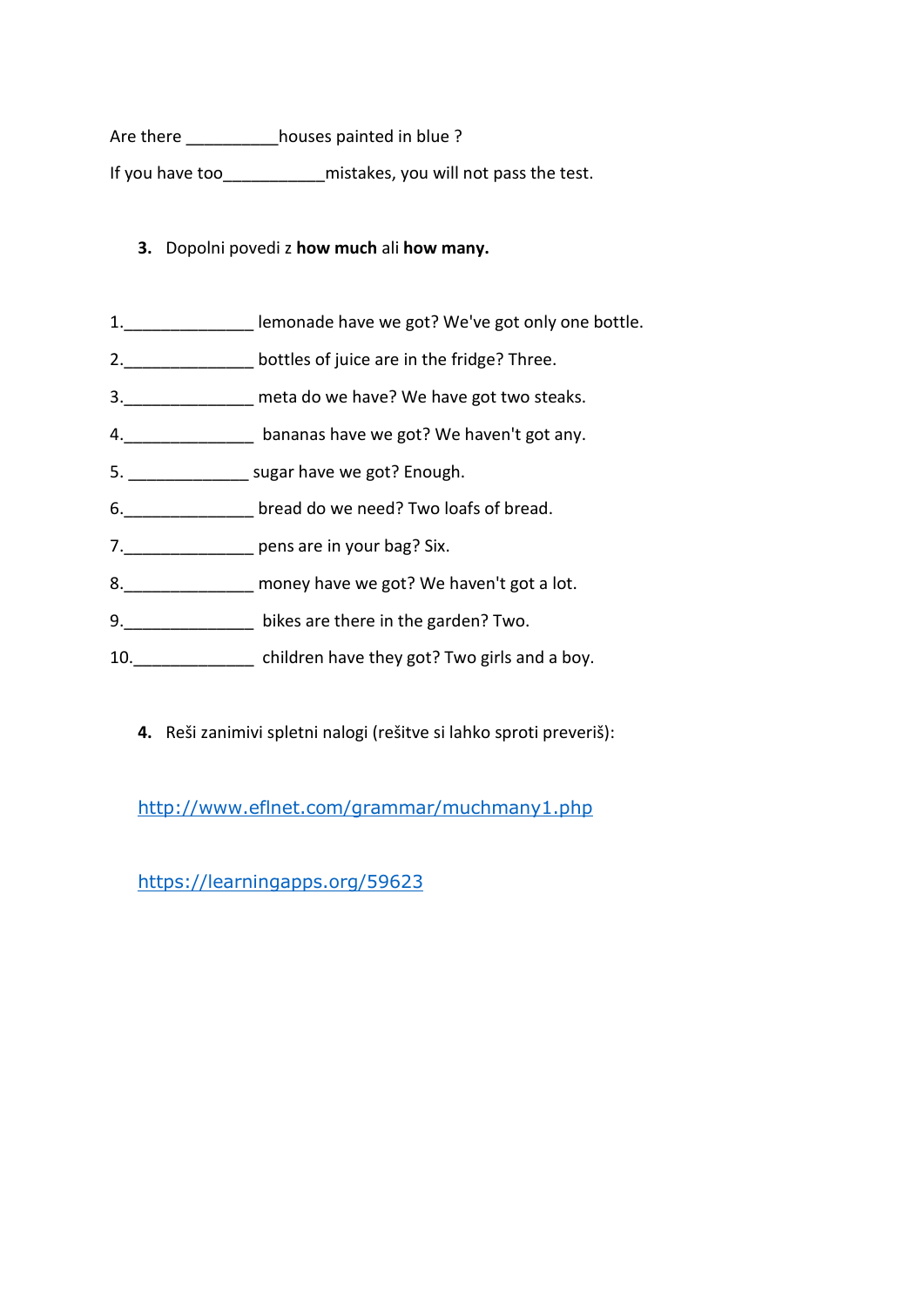Are there __________houses painted in blue ?

If you have too___________mistakes, you will not pass the test.

3. Dopolni povedi z **how much** ali **how many.**

1.______________ lemonade have we got? We've got only one bottle.

2.______________ bottles of juice are in the fridge? Three.

3.______________ meta do we have? We have got two steaks.

4.______________ bananas have we got? We haven't got any.

5. _____________ sugar have we got? Enough.

6.______________ bread do we need? Two loafs of bread.

7.______________ pens are in your bag? Six.

8.______________ money have we got? We haven't got a lot.

9.______________ bikes are there in the garden? Two.

10._____________ children have they got? Two girls and a boy.

4. Reši zanimivi spletni nalogi (rešitve si lahko sproti preveriš):

http://www.eflnet.com/grammar/muchmany1.php

https://learningapps.org/59623